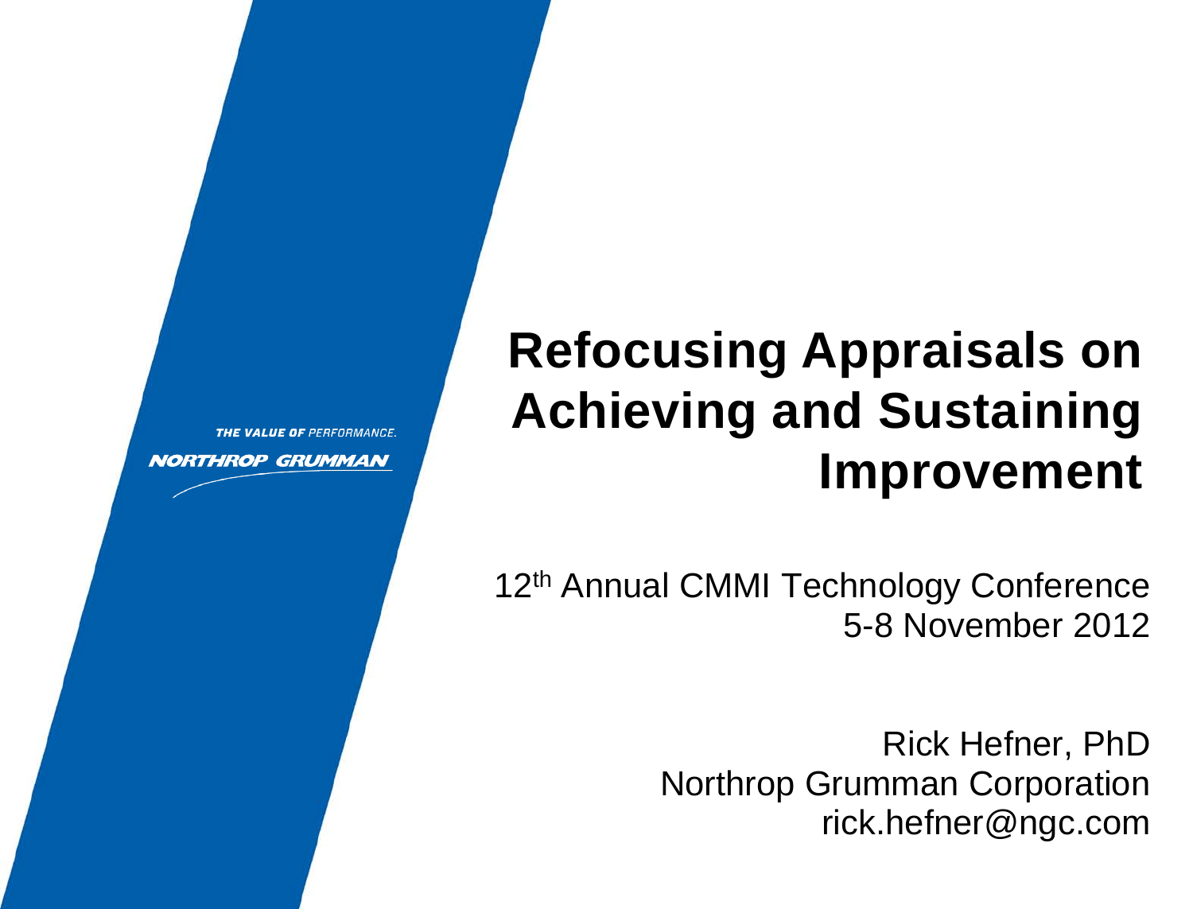THE VALUE OF PERFORMANCE.

NORTHROP GRUMMAN

# Refocusing Appraisals on Achieving and Sustaining Improvement

12th Annual CMMI Technology Conference
5-8 November 2012

Rick Hefner, PhD
Northrop Grumman Corporation
rick.hefner@ngc.com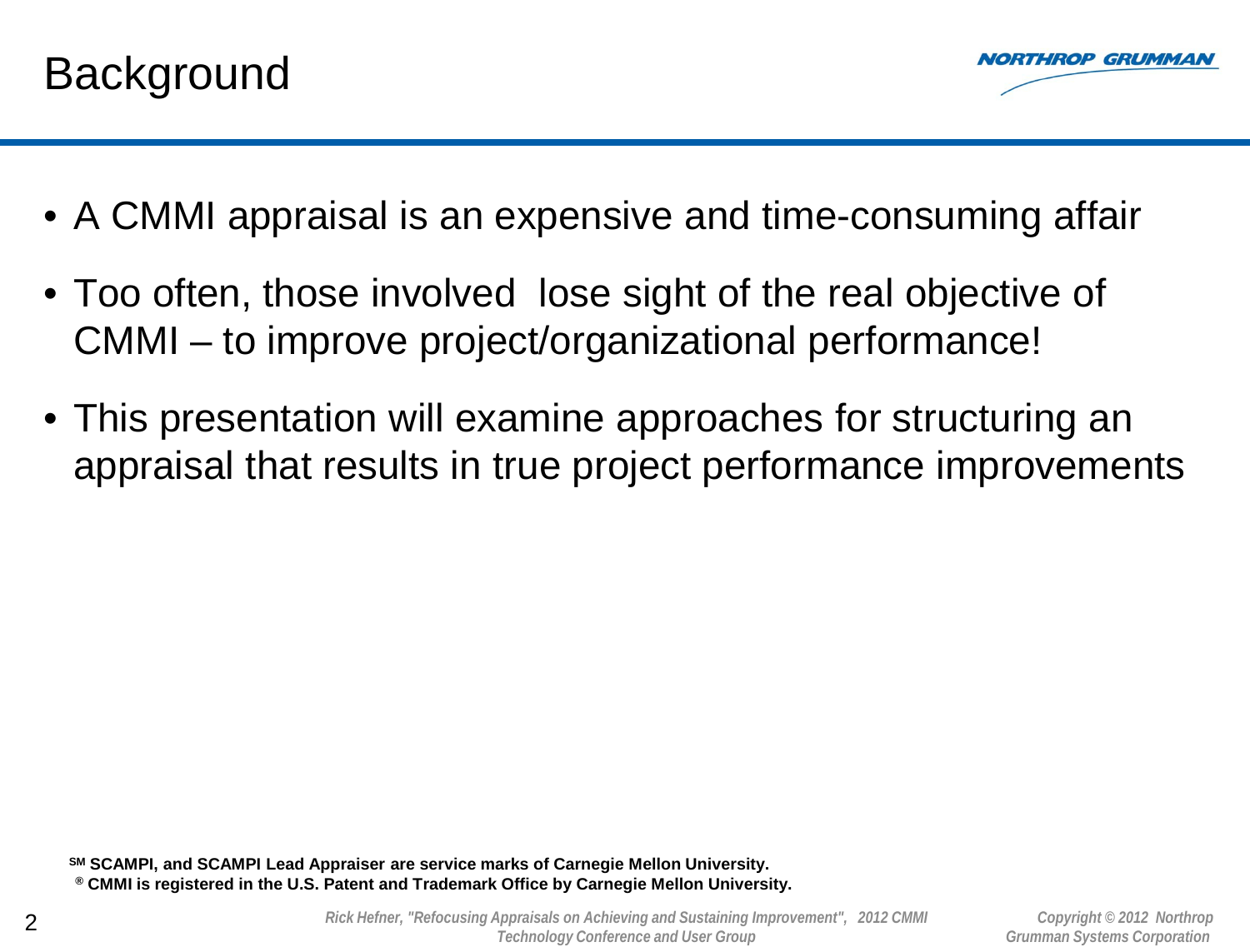# Background

- A CMMI appraisal is an expensive and time-consuming affair
- Too often, those involved lose sight of the real objective of CMMI – to improve project/organizational performance!
- This presentation will examine approaches for structuring an appraisal that results in true project performance improvements

**SM SCAMPI, and SCAMPI Lead Appraiser are service marks of Carnegie Mellon University.**
**® CMMI is registered in the U.S. Patent and Trademark Office by Carnegie Mellon University.**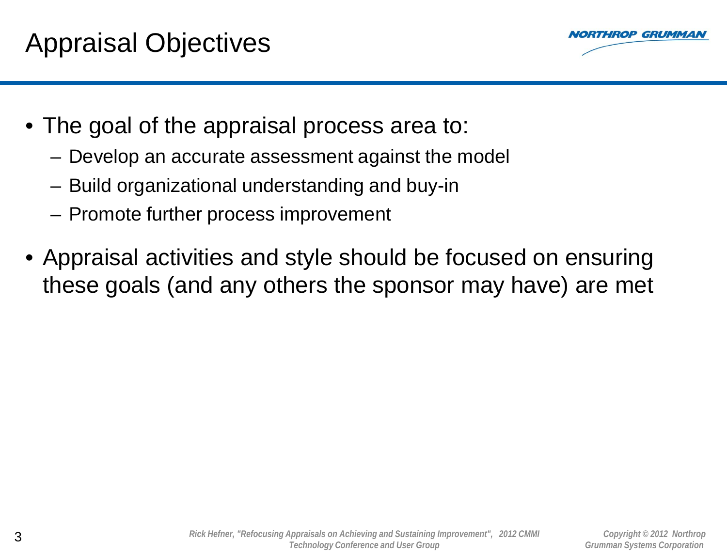# Appraisal Objectives

- The goal of the appraisal process area to:
  - Develop an accurate assessment against the model
  - Build organizational understanding and buy-in
  - Promote further process improvement
- Appraisal activities and style should be focused on ensuring these goals (and any others the sponsor may have) are met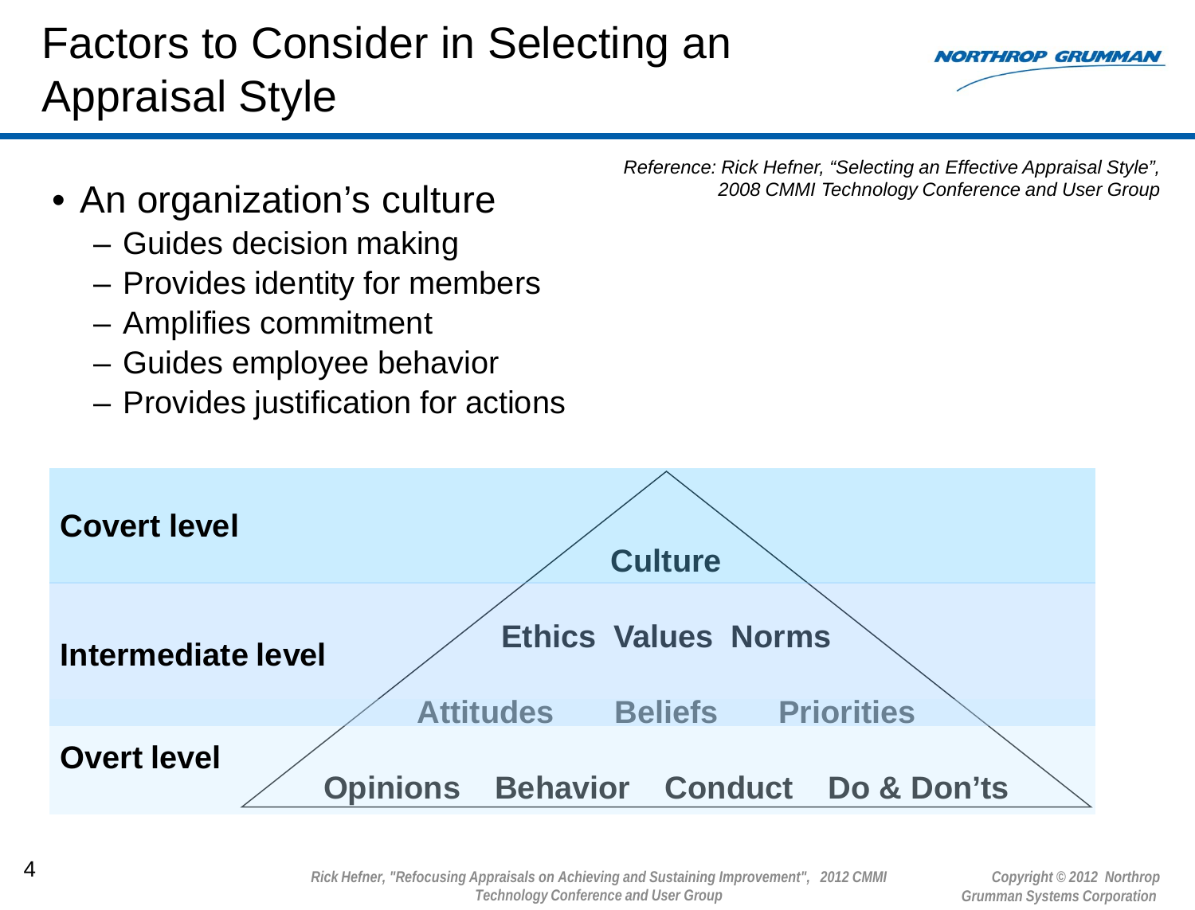# Factors to Consider in Selecting an Appraisal Style

*Reference: Rick Hefner, "Selecting an Effective Appraisal Style", 2008 CMMI Technology Conference and User Group*

- An organization's culture
  - Guides decision making
  - Provides identity for members
  - Amplifies commitment
  - Guides employee behavior
  - Provides justification for actions

| Level | Elements |
| --- | --- |
| **Covert level** | Culture |
| **Intermediate level** | Ethics, Values, Norms; Attitudes, Beliefs, Priorities |
| **Overt level** | Opinions, Behavior, Conduct, Do & Don'ts |

*Rick Hefner, "Refocusing Appraisals on Achieving and Sustaining Improvement", 2012 CMMI Technology Conference and User Group*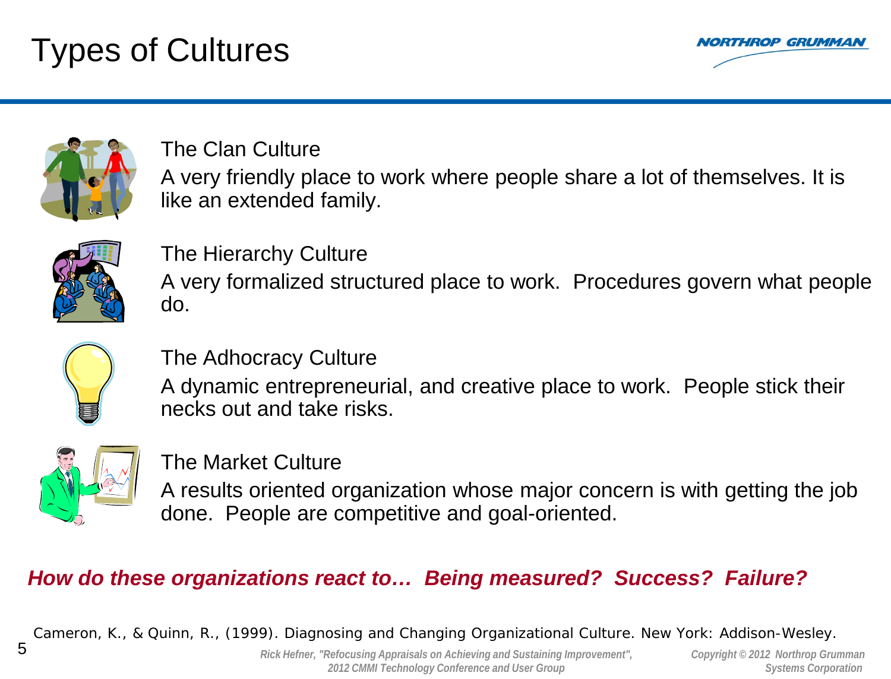# Types of Cultures

### The Clan Culture

A very friendly place to work where people share a lot of themselves. It is like an extended family.

### The Hierarchy Culture

A very formalized structured place to work. Procedures govern what people do.

### The Adhocracy Culture

A dynamic entrepreneurial, and creative place to work. People stick their necks out and take risks.

### The Market Culture

A results oriented organization whose major concern is with getting the job done. People are competitive and goal-oriented.

***How do these organizations react to… Being measured? Success? Failure?***

Cameron, K., & Quinn, R., (1999). Diagnosing and Changing Organizational Culture. New York: Addison-Wesley.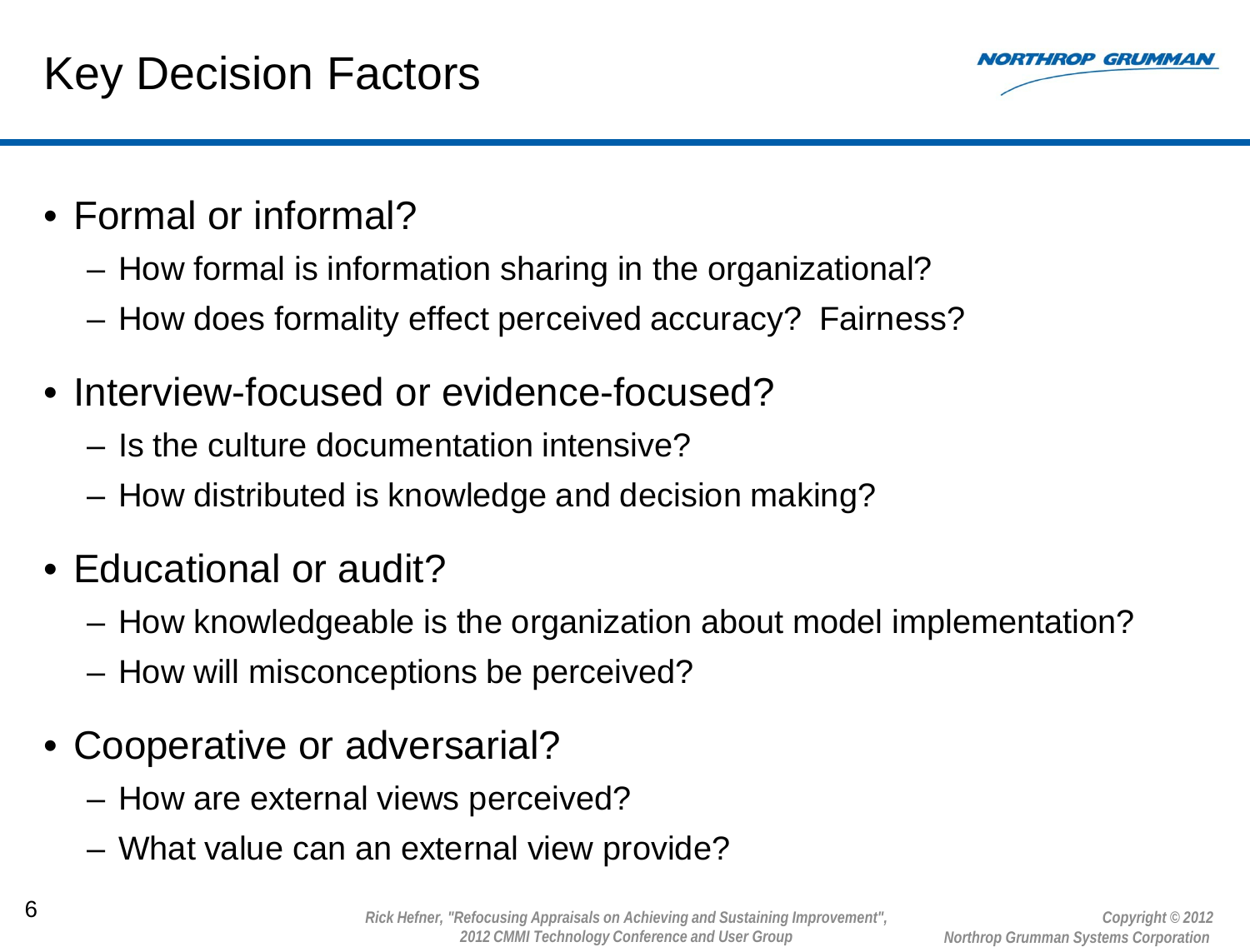# Key Decision Factors

- Formal or informal?
  - How formal is information sharing in the organizational?
  - How does formality effect perceived accuracy? Fairness?
- Interview-focused or evidence-focused?
  - Is the culture documentation intensive?
  - How distributed is knowledge and decision making?
- Educational or audit?
  - How knowledgeable is the organization about model implementation?
  - How will misconceptions be perceived?
- Cooperative or adversarial?
  - How are external views perceived?
  - What value can an external view provide?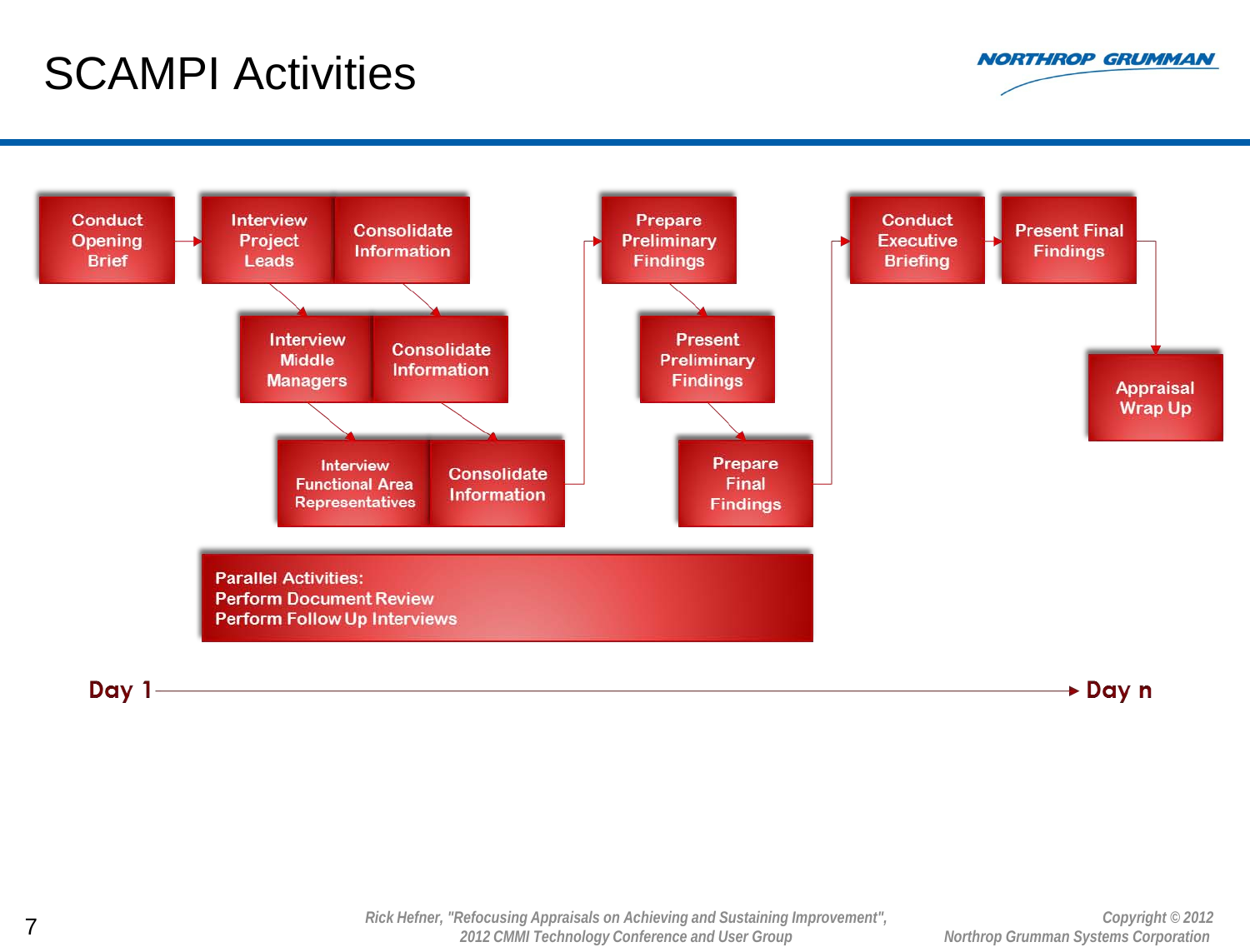# SCAMPI Activities

- Conduct Opening Brief
- Interview Project Leads
- Consolidate Information
- Interview Middle Managers
- Consolidate Information
- Interview Functional Area Representatives
- Consolidate Information
- Prepare Preliminary Findings
- Present Preliminary Findings
- Prepare Final Findings
- Conduct Executive Briefing
- Present Final Findings
- Appraisal Wrap Up

Parallel Activities:
Perform Document Review
Perform Follow Up Interviews

Day 1 → Day n

*Rick Hefner, "Refocusing Appraisals on Achieving and Sustaining Improvement", 2012 CMMI Technology Conference and User Group*

*Copyright © 2012 Northrop Grumman Systems Corporation*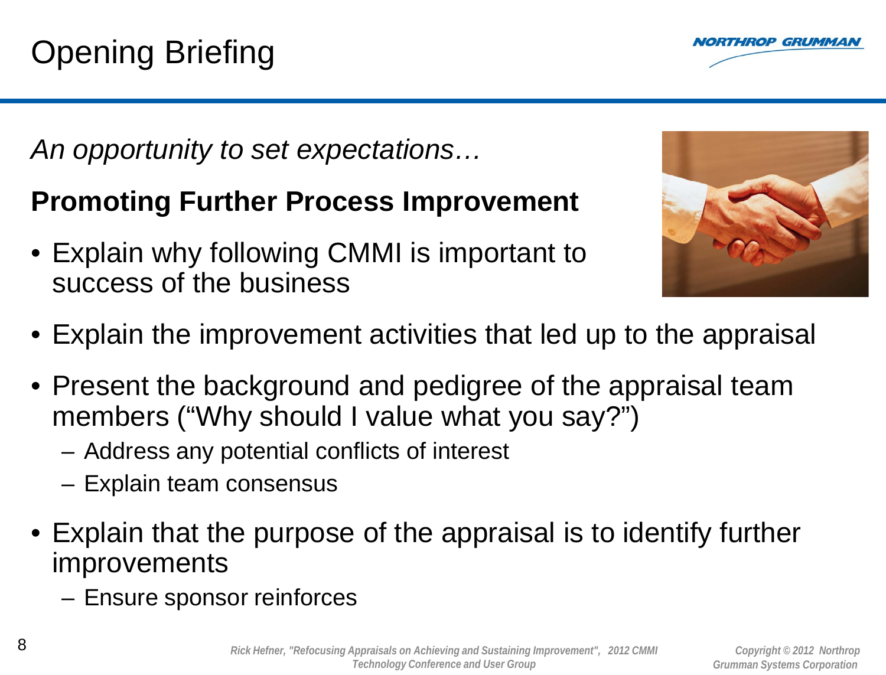# Opening Briefing

*An opportunity to set expectations…*

**Promoting Further Process Improvement**

- Explain why following CMMI is important to success of the business
- Explain the improvement activities that led up to the appraisal
- Present the background and pedigree of the appraisal team members (“Why should I value what you say?”)
  - Address any potential conflicts of interest
  - Explain team consensus
- Explain that the purpose of the appraisal is to identify further improvements
  - Ensure sponsor reinforces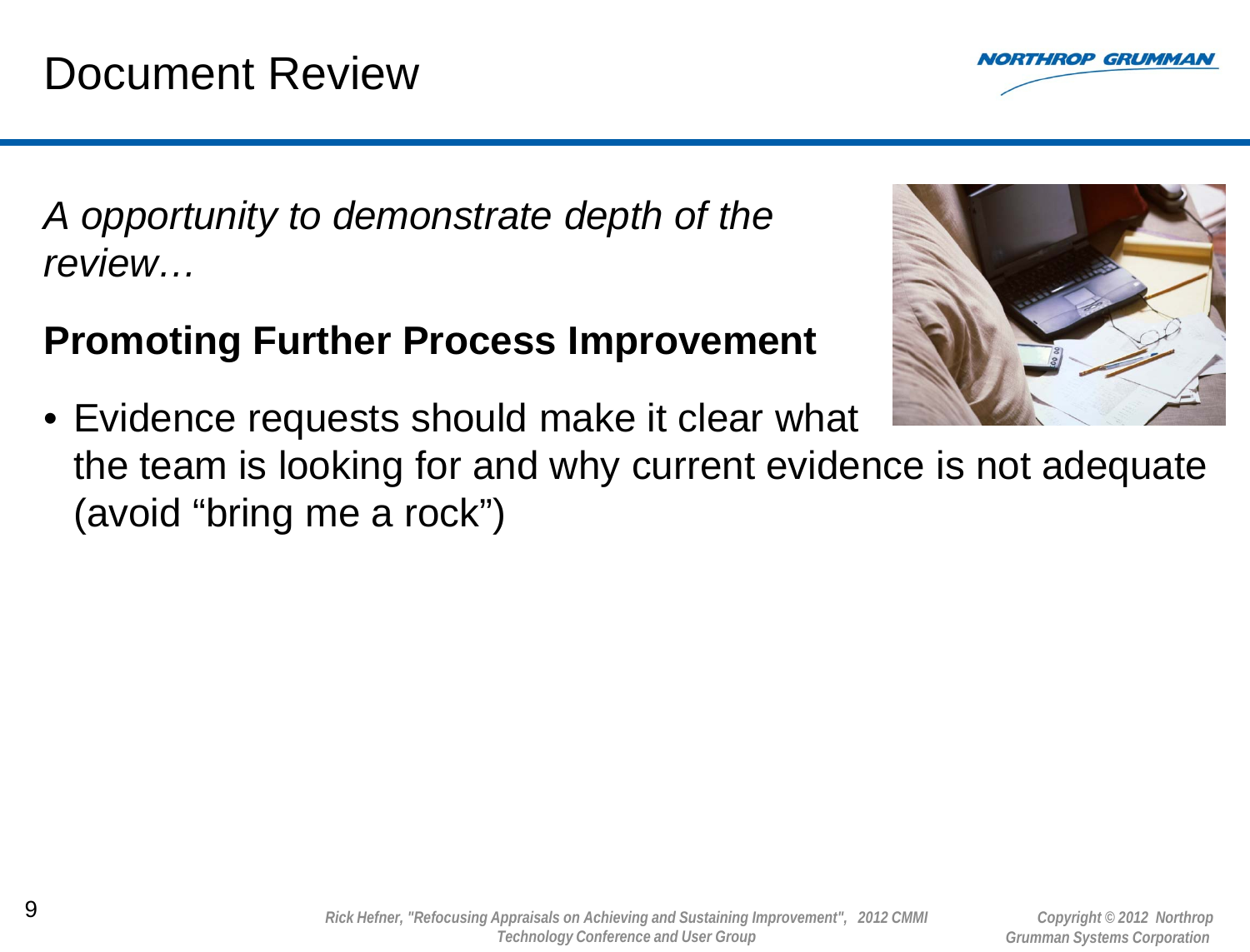# Document Review

*A opportunity to demonstrate depth of the review…*

**Promoting Further Process Improvement**

- Evidence requests should make it clear what the team is looking for and why current evidence is not adequate (avoid “bring me a rock”)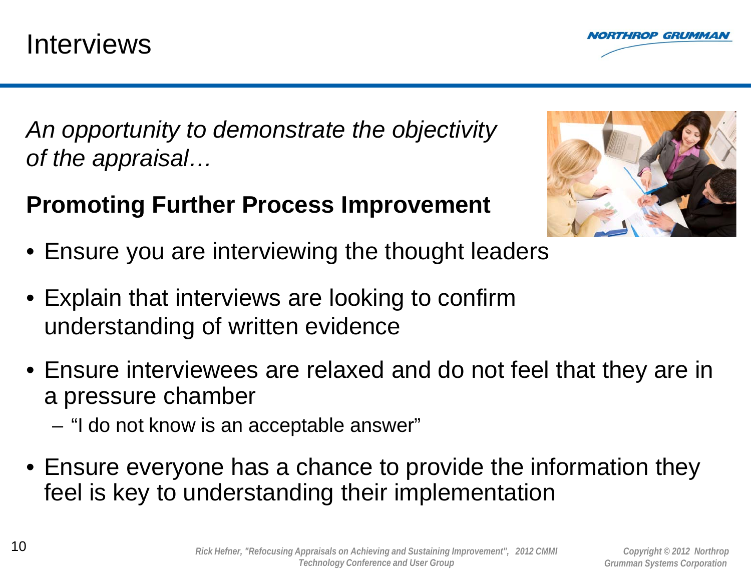# Interviews

*An opportunity to demonstrate the objectivity of the appraisal…*

**Promoting Further Process Improvement**

- Ensure you are interviewing the thought leaders
- Explain that interviews are looking to confirm understanding of written evidence
- Ensure interviewees are relaxed and do not feel that they are in a pressure chamber
  - "I do not know is an acceptable answer"
- Ensure everyone has a chance to provide the information they feel is key to understanding their implementation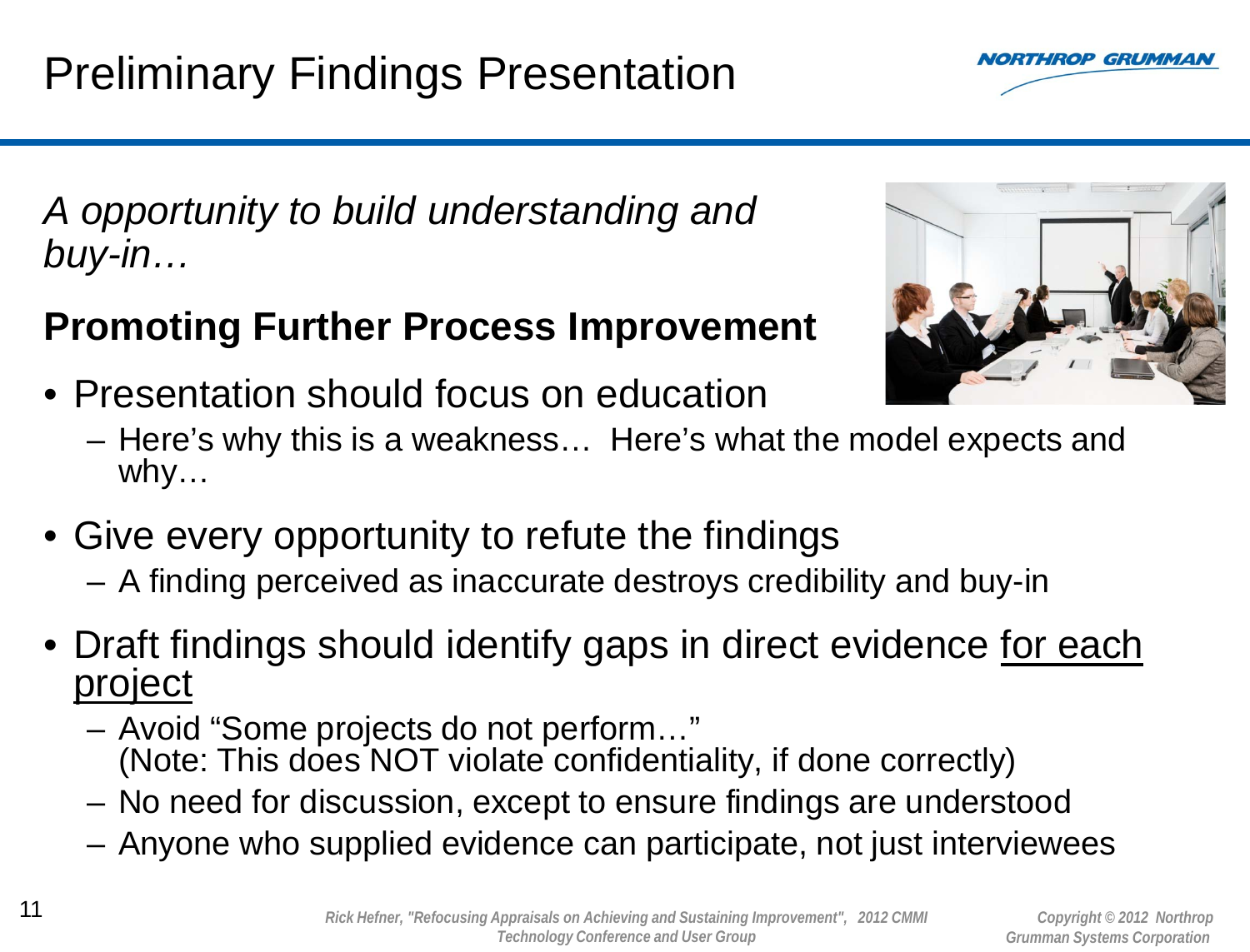# Preliminary Findings Presentation

*A opportunity to build understanding and buy-in…*

**Promoting Further Process Improvement**

- Presentation should focus on education
  - Here's why this is a weakness… Here's what the model expects and why…
- Give every opportunity to refute the findings
  - A finding perceived as inaccurate destroys credibility and buy-in
- Draft findings should identify gaps in direct evidence <u>for each project</u>
  - Avoid "Some projects do not perform…" (Note: This does NOT violate confidentiality, if done correctly)
  - No need for discussion, except to ensure findings are understood
  - Anyone who supplied evidence can participate, not just interviewees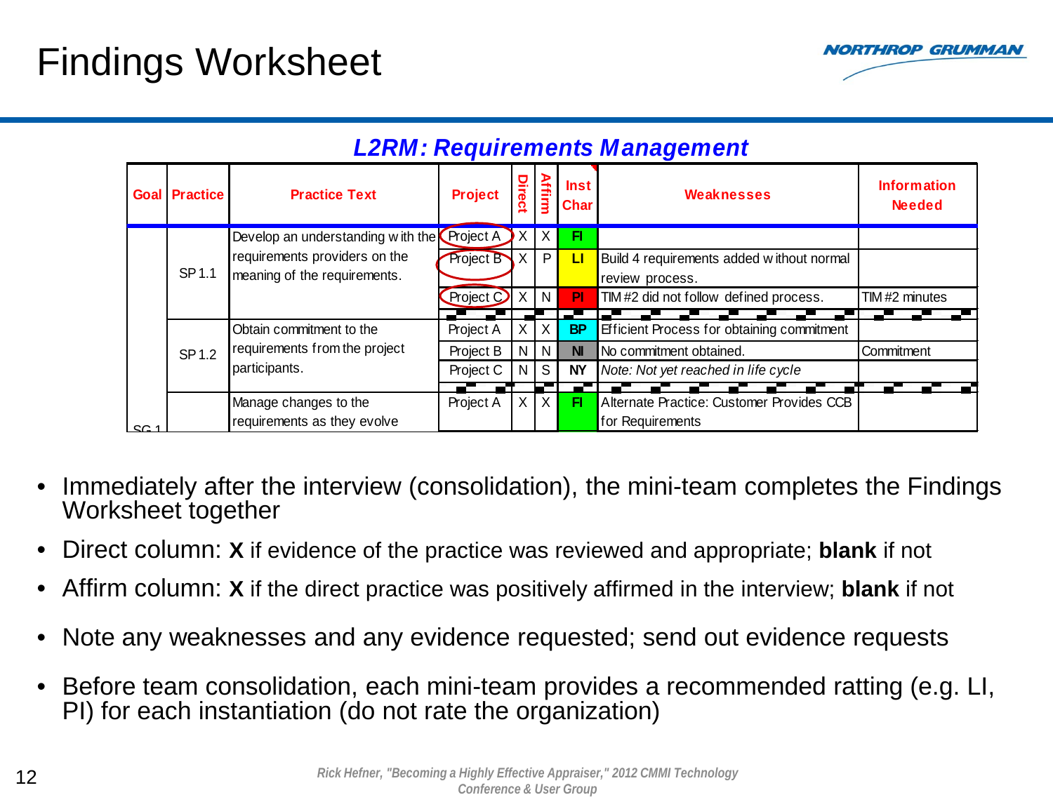# Findings Worksheet

## L2RM: Requirements Management

| Goal | Practice | Practice Text | Project | Direct | Affirm | Inst Char | Weaknesses | Information Needed |
|---|---|---|---|---|---|---|---|---|
| SG 1 | SP 1.1 | Develop an understanding with the requirements providers on the meaning of the requirements. | Project A | X | X | FI | | |
| | | | Project B | X | P | LI | Build 4 requirements added without normal review process. | |
| | | | Project C | X | N | PI | TIM #2 did not follow defined process. | TIM #2 minutes |
| | SP 1.2 | Obtain commitment to the requirements from the project participants. | Project A | X | X | BP | Efficient Process for obtaining commitment | |
| | | | Project B | N | N | NI | No commitment obtained. | Commitment |
| | | | Project C | N | S | NY | *Note: Not yet reached in life cycle* | |
| | | Manage changes to the requirements as they evolve | Project A | X | X | FI | Alternate Practice: Customer Provides CCB for Requirements | |

- Immediately after the interview (consolidation), the mini-team completes the Findings Worksheet together
- Direct column: **X** if evidence of the practice was reviewed and appropriate; **blank** if not
- Affirm column: **X** if the direct practice was positively affirmed in the interview; **blank** if not
- Note any weaknesses and any evidence requested; send out evidence requests
- Before team consolidation, each mini-team provides a recommended ratting (e.g. LI, PI) for each instantiation (do not rate the organization)

*Rick Hefner, "Becoming a Highly Effective Appraiser," 2012 CMMI Technology Conference & User Group*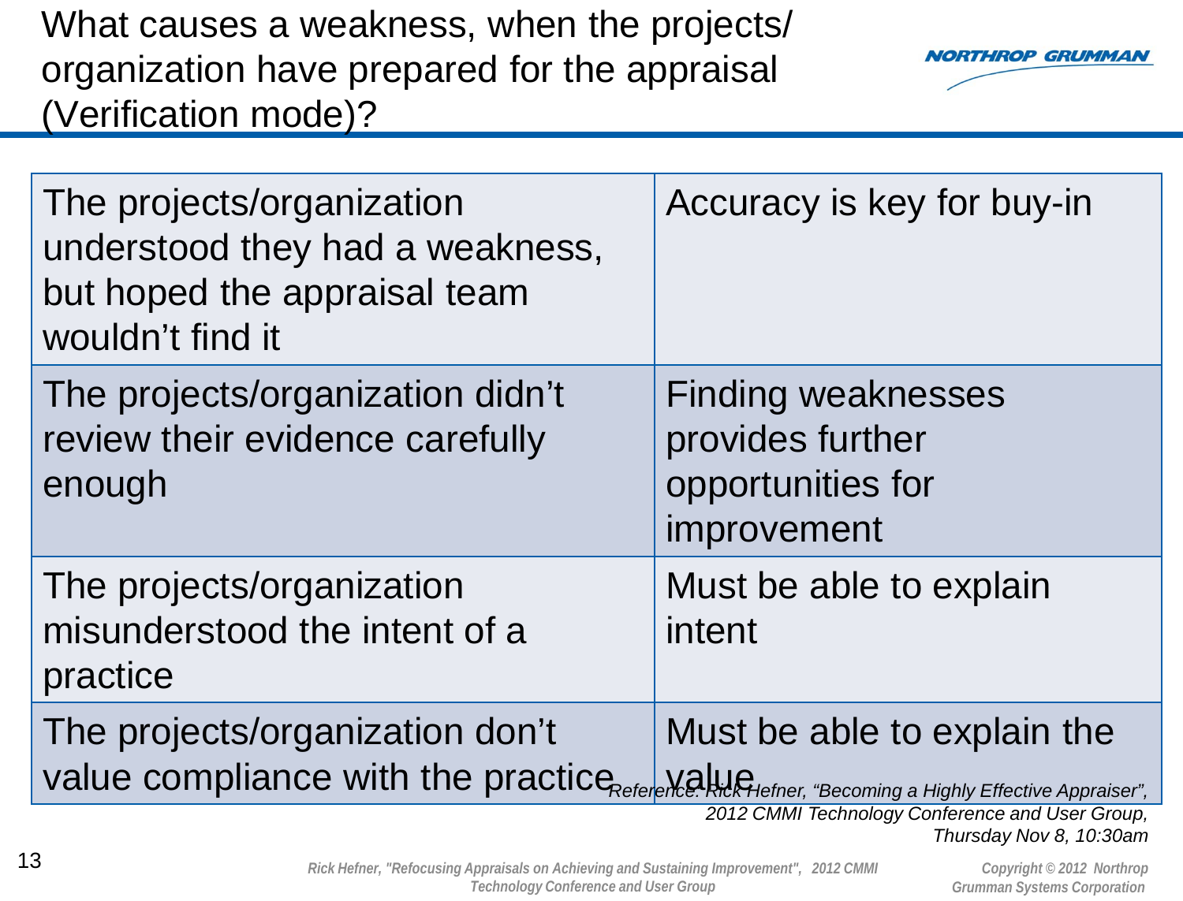# What causes a weakness, when the projects/ organization have prepared for the appraisal (Verification mode)?

| The projects/organization understood they had a weakness, but hoped the appraisal team wouldn't find it | Accuracy is key for buy-in |
|---|---|
| The projects/organization didn't review their evidence carefully enough | Finding weaknesses provides further opportunities for improvement |
| The projects/organization misunderstood the intent of a practice | Must be able to explain intent |
| The projects/organization don't value compliance with the practice | Must be able to explain the value |

*Reference: Rick Hefner, "Becoming a Highly Effective Appraiser", 2012 CMMI Technology Conference and User Group, Thursday Nov 8, 10:30am*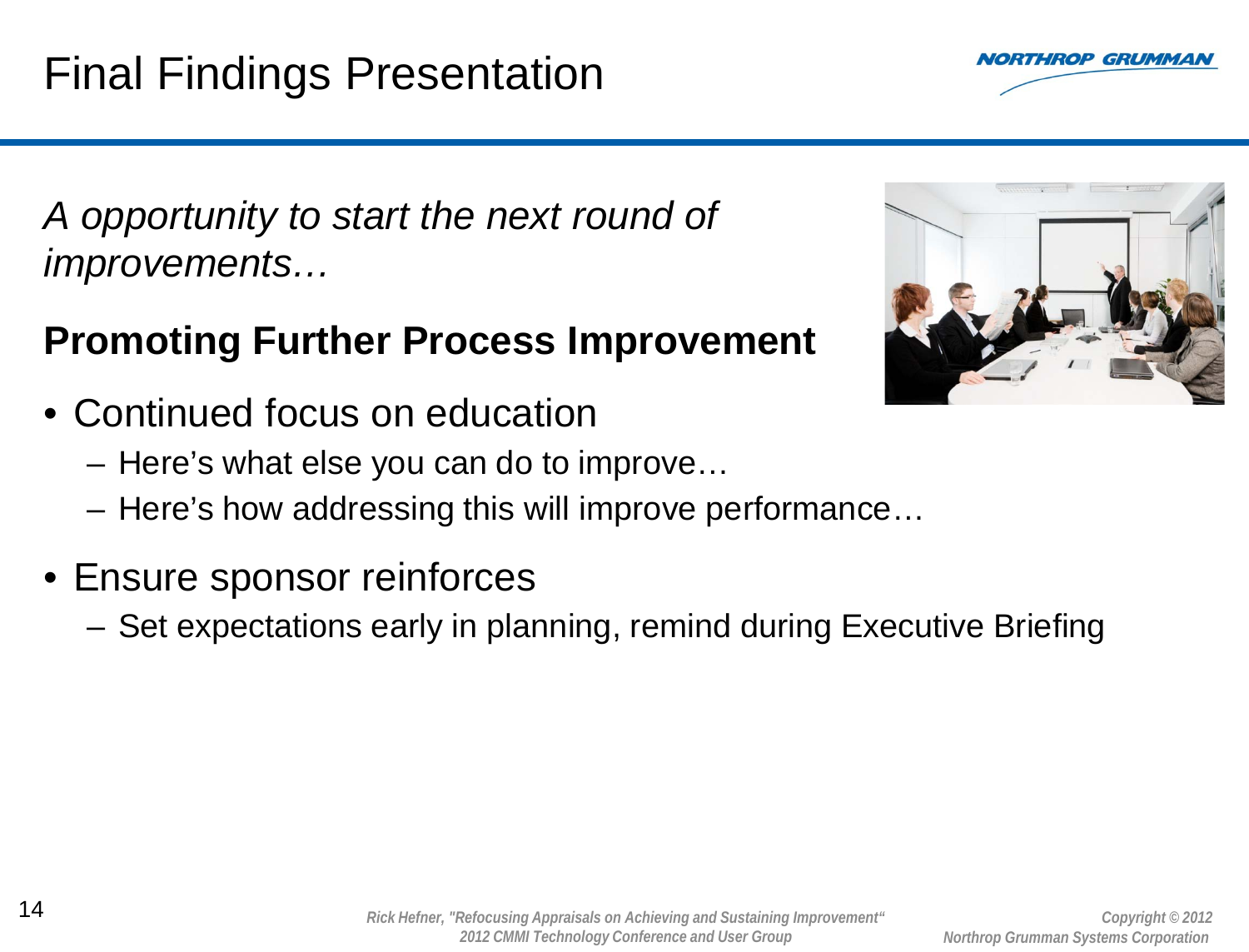# Final Findings Presentation

*A opportunity to start the next round of improvements…*

**Promoting Further Process Improvement**

- Continued focus on education
  - Here's what else you can do to improve…
  - Here's how addressing this will improve performance…
- Ensure sponsor reinforces
  - Set expectations early in planning, remind during Executive Briefing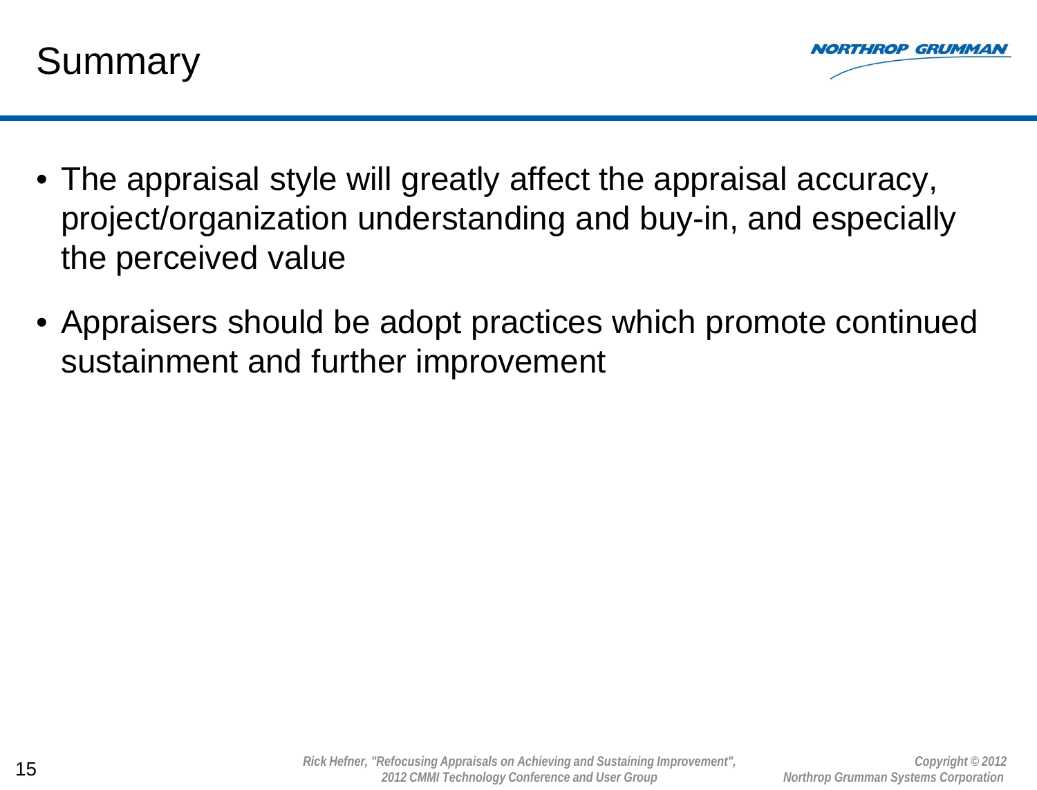# Summary

- The appraisal style will greatly affect the appraisal accuracy, project/organization understanding and buy-in, and especially the perceived value
- Appraisers should be adopt practices which promote continued sustainment and further improvement